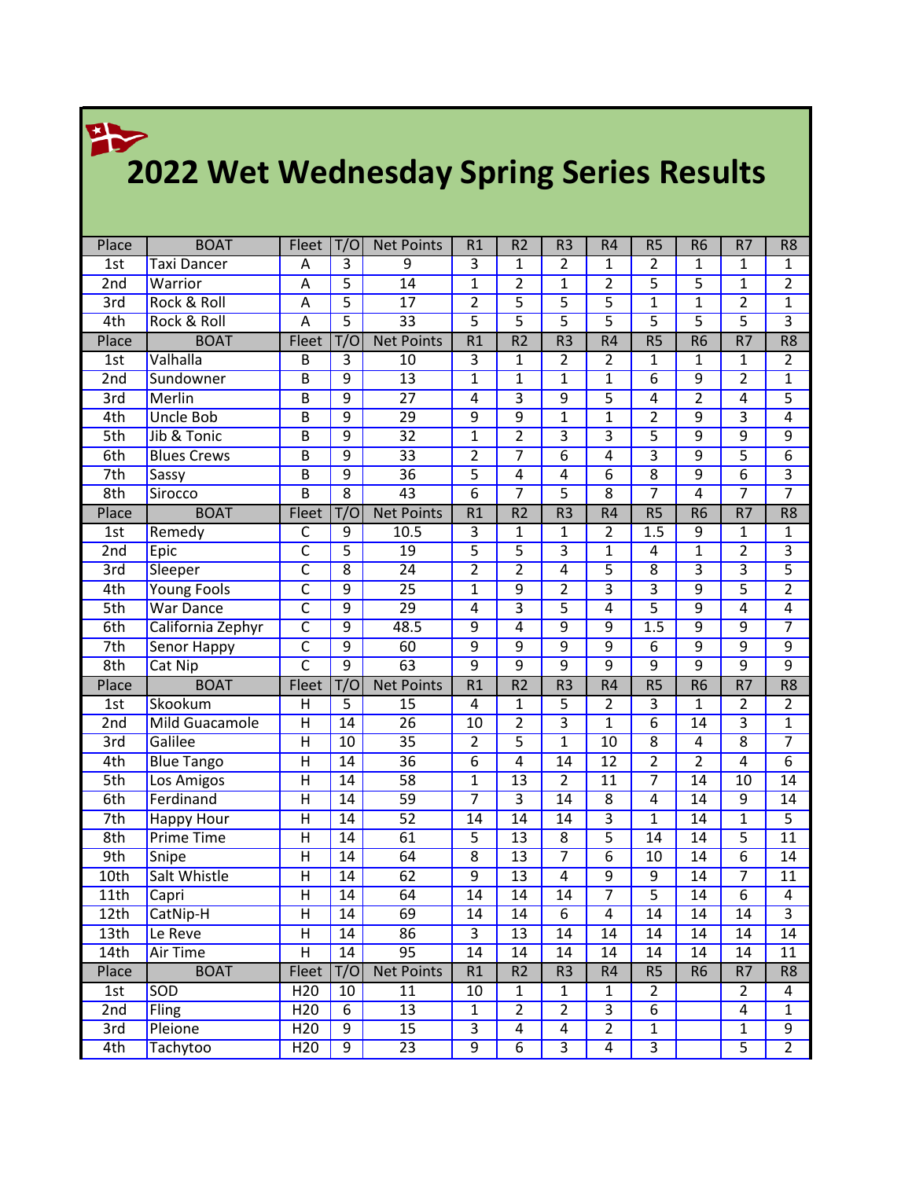# 2022 Wet Wednesday Spring Series Results

| Place | BOAT | Fleet | T/O | Net Points | R1 | R2 | R3 | R4 | R5 | R6 | R7 | R8 |
|---|---|---|---|---|---|---|---|---|---|---|---|---|
| 1st | Taxi Dancer | A | 3 | 9 | 3 | 1 | 2 | 1 | 2 | 1 | 1 | 1 |
| 2nd | Warrior | A | 5 | 14 | 1 | 2 | 1 | 2 | 5 | 5 | 1 | 2 |
| 3rd | Rock & Roll | A | 5 | 17 | 2 | 5 | 5 | 5 | 1 | 1 | 2 | 1 |
| 4th | Rock & Roll | A | 5 | 33 | 5 | 5 | 5 | 5 | 5 | 5 | 5 | 3 |
| Place | BOAT | Fleet | T/O | Net Points | R1 | R2 | R3 | R4 | R5 | R6 | R7 | R8 |
| 1st | Valhalla | B | 3 | 10 | 3 | 1 | 2 | 2 | 1 | 1 | 1 | 2 |
| 2nd | Sundowner | B | 9 | 13 | 1 | 1 | 1 | 1 | 6 | 9 | 2 | 1 |
| 3rd | Merlin | B | 9 | 27 | 4 | 3 | 9 | 5 | 4 | 2 | 4 | 5 |
| 4th | Uncle Bob | B | 9 | 29 | 9 | 9 | 1 | 1 | 2 | 9 | 3 | 4 |
| 5th | Jib & Tonic | B | 9 | 32 | 1 | 2 | 3 | 3 | 5 | 9 | 9 | 9 |
| 6th | Blues Crews | B | 9 | 33 | 2 | 7 | 6 | 4 | 3 | 9 | 5 | 6 |
| 7th | Sassy | B | 9 | 36 | 5 | 4 | 4 | 6 | 8 | 9 | 6 | 3 |
| 8th | Sirocco | B | 8 | 43 | 6 | 7 | 5 | 8 | 7 | 4 | 7 | 7 |
| Place | BOAT | Fleet | T/O | Net Points | R1 | R2 | R3 | R4 | R5 | R6 | R7 | R8 |
| 1st | Remedy | C | 9 | 10.5 | 3 | 1 | 1 | 2 | 1.5 | 9 | 1 | 1 |
| 2nd | Epic | C | 5 | 19 | 5 | 5 | 3 | 1 | 4 | 1 | 2 | 3 |
| 3rd | Sleeper | C | 8 | 24 | 2 | 2 | 4 | 5 | 8 | 3 | 3 | 5 |
| 4th | Young Fools | C | 9 | 25 | 1 | 9 | 2 | 3 | 3 | 9 | 5 | 2 |
| 5th | War Dance | C | 9 | 29 | 4 | 3 | 5 | 4 | 5 | 9 | 4 | 4 |
| 6th | California Zephyr | C | 9 | 48.5 | 9 | 4 | 9 | 9 | 1.5 | 9 | 9 | 7 |
| 7th | Senor Happy | C | 9 | 60 | 9 | 9 | 9 | 9 | 6 | 9 | 9 | 9 |
| 8th | Cat Nip | C | 9 | 63 | 9 | 9 | 9 | 9 | 9 | 9 | 9 | 9 |
| Place | BOAT | Fleet | T/O | Net Points | R1 | R2 | R3 | R4 | R5 | R6 | R7 | R8 |
| 1st | Skookum | H | 5 | 15 | 4 | 1 | 5 | 2 | 3 | 1 | 2 | 2 |
| 2nd | Mild Guacamole | H | 14 | 26 | 10 | 2 | 3 | 1 | 6 | 14 | 3 | 1 |
| 3rd | Galilee | H | 10 | 35 | 2 | 5 | 1 | 10 | 8 | 4 | 8 | 7 |
| 4th | Blue Tango | H | 14 | 36 | 6 | 4 | 14 | 12 | 2 | 2 | 4 | 6 |
| 5th | Los Amigos | H | 14 | 58 | 1 | 13 | 2 | 11 | 7 | 14 | 10 | 14 |
| 6th | Ferdinand | H | 14 | 59 | 7 | 3 | 14 | 8 | 4 | 14 | 9 | 14 |
| 7th | Happy Hour | H | 14 | 52 | 14 | 14 | 14 | 3 | 1 | 14 | 1 | 5 |
| 8th | Prime Time | H | 14 | 61 | 5 | 13 | 8 | 5 | 14 | 14 | 5 | 11 |
| 9th | Snipe | H | 14 | 64 | 8 | 13 | 7 | 6 | 10 | 14 | 6 | 14 |
| 10th | Salt Whistle | H | 14 | 62 | 9 | 13 | 4 | 9 | 9 | 14 | 7 | 11 |
| 11th | Capri | H | 14 | 64 | 14 | 14 | 14 | 7 | 5 | 14 | 6 | 4 |
| 12th | CatNip-H | H | 14 | 69 | 14 | 14 | 6 | 4 | 14 | 14 | 14 | 3 |
| 13th | Le Reve | H | 14 | 86 | 3 | 13 | 14 | 14 | 14 | 14 | 14 | 14 |
| 14th | Air Time | H | 14 | 95 | 14 | 14 | 14 | 14 | 14 | 14 | 14 | 11 |
| Place | BOAT | Fleet | T/O | Net Points | R1 | R2 | R3 | R4 | R5 | R6 | R7 | R8 |
| 1st | SOD | H20 | 10 | 11 | 10 | 1 | 1 | 1 | 2 | | 2 | 4 |
| 2nd | Fling | H20 | 6 | 13 | 1 | 2 | 2 | 3 | 6 | | 4 | 1 |
| 3rd | Pleione | H20 | 9 | 15 | 3 | 4 | 4 | 2 | 1 | | 1 | 9 |
| 4th | Tachytoo | H20 | 9 | 23 | 9 | 6 | 3 | 4 | 3 | | 5 | 2 |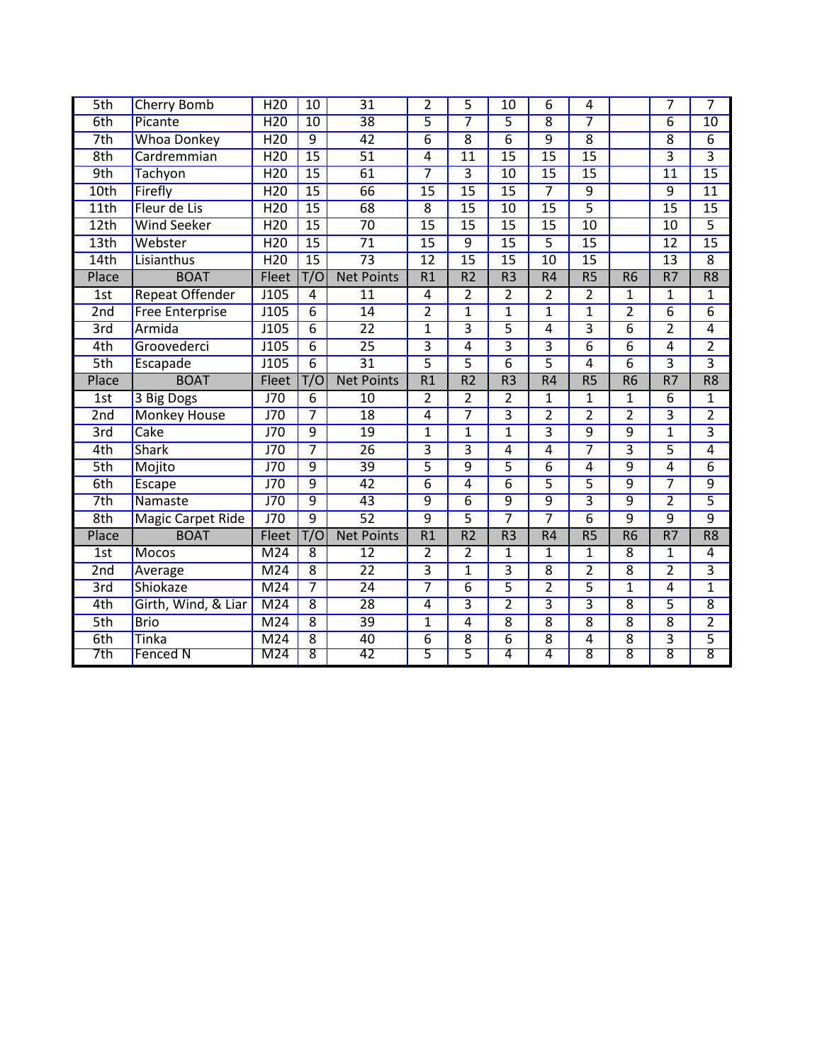| | | | | | | | | | | | | |
|---|---|---|---|---|---|---|---|---|---|---|---|---|
| 5th | Cherry Bomb | H20 | 10 | 31 | 2 | 5 | 10 | 6 | 4 | | 7 | 7 |
| 6th | Picante | H20 | 10 | 38 | 5 | 7 | 5 | 8 | 7 | | 6 | 10 |
| 7th | Whoa Donkey | H20 | 9 | 42 | 6 | 8 | 6 | 9 | 8 | | 8 | 6 |
| 8th | Cardremmian | H20 | 15 | 51 | 4 | 11 | 15 | 15 | 15 | | 3 | 3 |
| 9th | Tachyon | H20 | 15 | 61 | 7 | 3 | 10 | 15 | 15 | | 11 | 15 |
| 10th | Firefly | H20 | 15 | 66 | 15 | 15 | 15 | 7 | 9 | | 9 | 11 |
| 11th | Fleur de Lis | H20 | 15 | 68 | 8 | 15 | 10 | 15 | 5 | | 15 | 15 |
| 12th | Wind Seeker | H20 | 15 | 70 | 15 | 15 | 15 | 15 | 10 | | 10 | 5 |
| 13th | Webster | H20 | 15 | 71 | 15 | 9 | 15 | 5 | 15 | | 12 | 15 |
| 14th | Lisianthus | H20 | 15 | 73 | 12 | 15 | 15 | 10 | 15 | | 13 | 8 |
| Place | BOAT | Fleet | T/O | Net Points | R1 | R2 | R3 | R4 | R5 | R6 | R7 | R8 |
| 1st | Repeat Offender | J105 | 4 | 11 | 4 | 2 | 2 | 2 | 2 | 1 | 1 | 1 |
| 2nd | Free Enterprise | J105 | 6 | 14 | 2 | 1 | 1 | 1 | 1 | 2 | 6 | 6 |
| 3rd | Armida | J105 | 6 | 22 | 1 | 3 | 5 | 4 | 3 | 6 | 2 | 4 |
| 4th | Groovederci | J105 | 6 | 25 | 3 | 4 | 3 | 3 | 6 | 6 | 4 | 2 |
| 5th | Escapade | J105 | 6 | 31 | 5 | 5 | 6 | 5 | 4 | 6 | 3 | 3 |
| Place | BOAT | Fleet | T/O | Net Points | R1 | R2 | R3 | R4 | R5 | R6 | R7 | R8 |
| 1st | 3 Big Dogs | J70 | 6 | 10 | 2 | 2 | 2 | 1 | 1 | 1 | 6 | 1 |
| 2nd | Monkey House | J70 | 7 | 18 | 4 | 7 | 3 | 2 | 2 | 2 | 3 | 2 |
| 3rd | Cake | J70 | 9 | 19 | 1 | 1 | 1 | 3 | 9 | 9 | 1 | 3 |
| 4th | Shark | J70 | 7 | 26 | 3 | 3 | 4 | 4 | 7 | 3 | 5 | 4 |
| 5th | Mojito | J70 | 9 | 39 | 5 | 9 | 5 | 6 | 4 | 9 | 4 | 6 |
| 6th | Escape | J70 | 9 | 42 | 6 | 4 | 6 | 5 | 5 | 9 | 7 | 9 |
| 7th | Namaste | J70 | 9 | 43 | 9 | 6 | 9 | 9 | 3 | 9 | 2 | 5 |
| 8th | Magic Carpet Ride | J70 | 9 | 52 | 9 | 5 | 7 | 7 | 6 | 9 | 9 | 9 |
| Place | BOAT | Fleet | T/O | Net Points | R1 | R2 | R3 | R4 | R5 | R6 | R7 | R8 |
| 1st | Mocos | M24 | 8 | 12 | 2 | 2 | 1 | 1 | 1 | 8 | 1 | 4 |
| 2nd | Average | M24 | 8 | 22 | 3 | 1 | 3 | 8 | 2 | 8 | 2 | 3 |
| 3rd | Shiokaze | M24 | 7 | 24 | 7 | 6 | 5 | 2 | 5 | 1 | 4 | 1 |
| 4th | Girth, Wind, & Liar | M24 | 8 | 28 | 4 | 3 | 2 | 3 | 3 | 8 | 5 | 8 |
| 5th | Brio | M24 | 8 | 39 | 1 | 4 | 8 | 8 | 8 | 8 | 8 | 2 |
| 6th | Tinka | M24 | 8 | 40 | 6 | 8 | 6 | 8 | 4 | 8 | 3 | 5 |
| 7th | Fenced N | M24 | 8 | 42 | 5 | 5 | 4 | 4 | 8 | 8 | 8 | 8 |